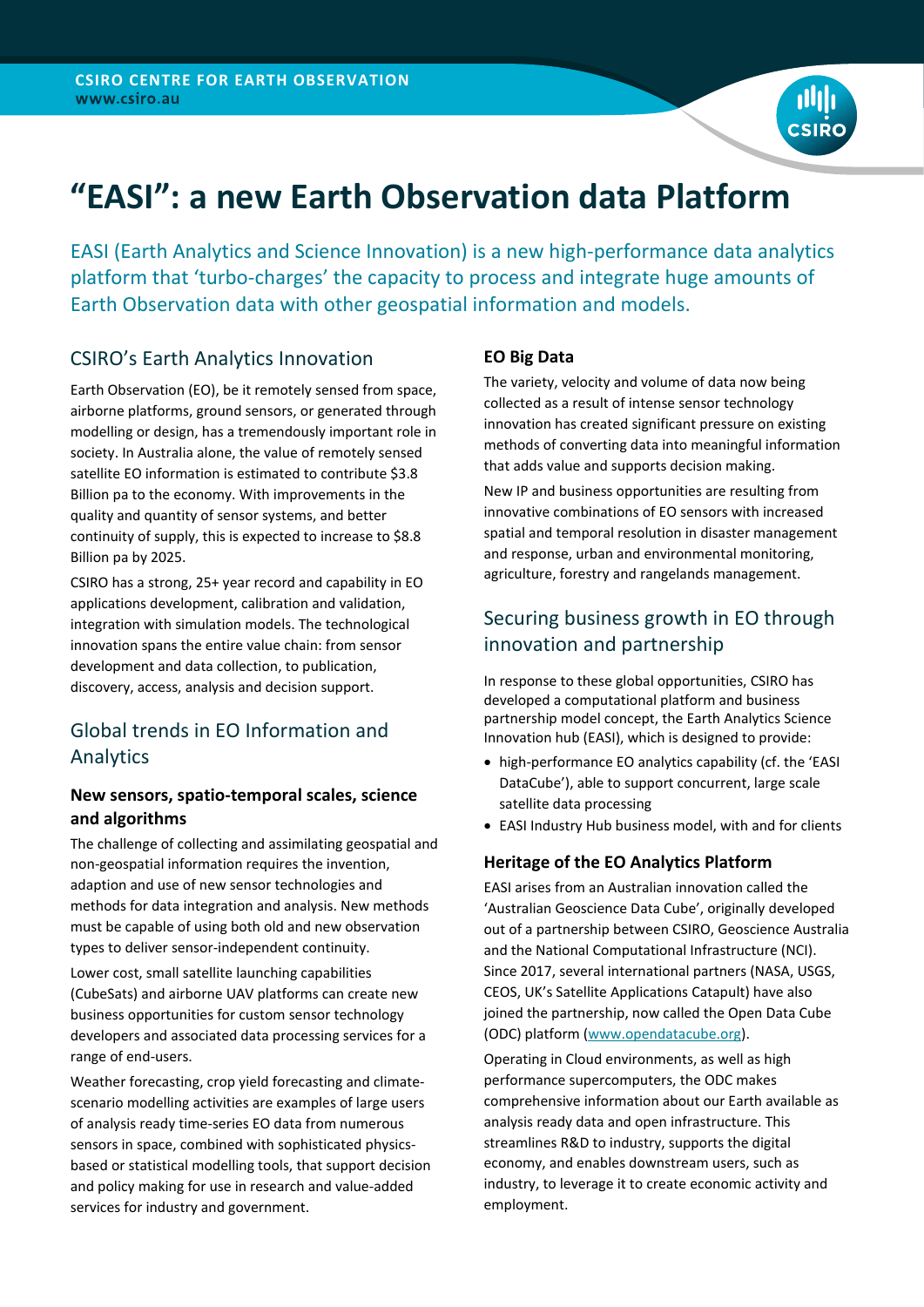CSIRO CENTRE FOR EARTH OBSERVATION
www.csiro.au

# "EASI": a new Earth Observation data Platform

EASI (Earth Analytics and Science Innovation) is a new high-performance data analytics platform that 'turbo-charges' the capacity to process and integrate huge amounts of Earth Observation data with other geospatial information and models.

## CSIRO's Earth Analytics Innovation

Earth Observation (EO), be it remotely sensed from space, airborne platforms, ground sensors, or generated through modelling or design, has a tremendously important role in society. In Australia alone, the value of remotely sensed satellite EO information is estimated to contribute $3.8 Billion pa to the economy. With improvements in the quality and quantity of sensor systems, and better continuity of supply, this is expected to increase to $8.8 Billion pa by 2025.

CSIRO has a strong, 25+ year record and capability in EO applications development, calibration and validation, integration with simulation models. The technological innovation spans the entire value chain: from sensor development and data collection, to publication, discovery, access, analysis and decision support.

## Global trends in EO Information and Analytics

### New sensors, spatio-temporal scales, science and algorithms

The challenge of collecting and assimilating geospatial and non-geospatial information requires the invention, adaption and use of new sensor technologies and methods for data integration and analysis. New methods must be capable of using both old and new observation types to deliver sensor-independent continuity.

Lower cost, small satellite launching capabilities (CubeSats) and airborne UAV platforms can create new business opportunities for custom sensor technology developers and associated data processing services for a range of end-users.

Weather forecasting, crop yield forecasting and climate-scenario modelling activities are examples of large users of analysis ready time-series EO data from numerous sensors in space, combined with sophisticated physics-based or statistical modelling tools, that support decision and policy making for use in research and value-added services for industry and government.

### EO Big Data

The variety, velocity and volume of data now being collected as a result of intense sensor technology innovation has created significant pressure on existing methods of converting data into meaningful information that adds value and supports decision making.

New IP and business opportunities are resulting from innovative combinations of EO sensors with increased spatial and temporal resolution in disaster management and response, urban and environmental monitoring, agriculture, forestry and rangelands management.

## Securing business growth in EO through innovation and partnership

In response to these global opportunities, CSIRO has developed a computational platform and business partnership model concept, the Earth Analytics Science Innovation hub (EASI), which is designed to provide:

- high-performance EO analytics capability (cf. the 'EASI DataCube'), able to support concurrent, large scale satellite data processing
- EASI Industry Hub business model, with and for clients

### Heritage of the EO Analytics Platform

EASI arises from an Australian innovation called the 'Australian Geoscience Data Cube', originally developed out of a partnership between CSIRO, Geoscience Australia and the National Computational Infrastructure (NCI). Since 2017, several international partners (NASA, USGS, CEOS, UK's Satellite Applications Catapult) have also joined the partnership, now called the Open Data Cube (ODC) platform (www.opendatacube.org).

Operating in Cloud environments, as well as high performance supercomputers, the ODC makes comprehensive information about our Earth available as analysis ready data and open infrastructure. This streamlines R&D to industry, supports the digital economy, and enables downstream users, such as industry, to leverage it to create economic activity and employment.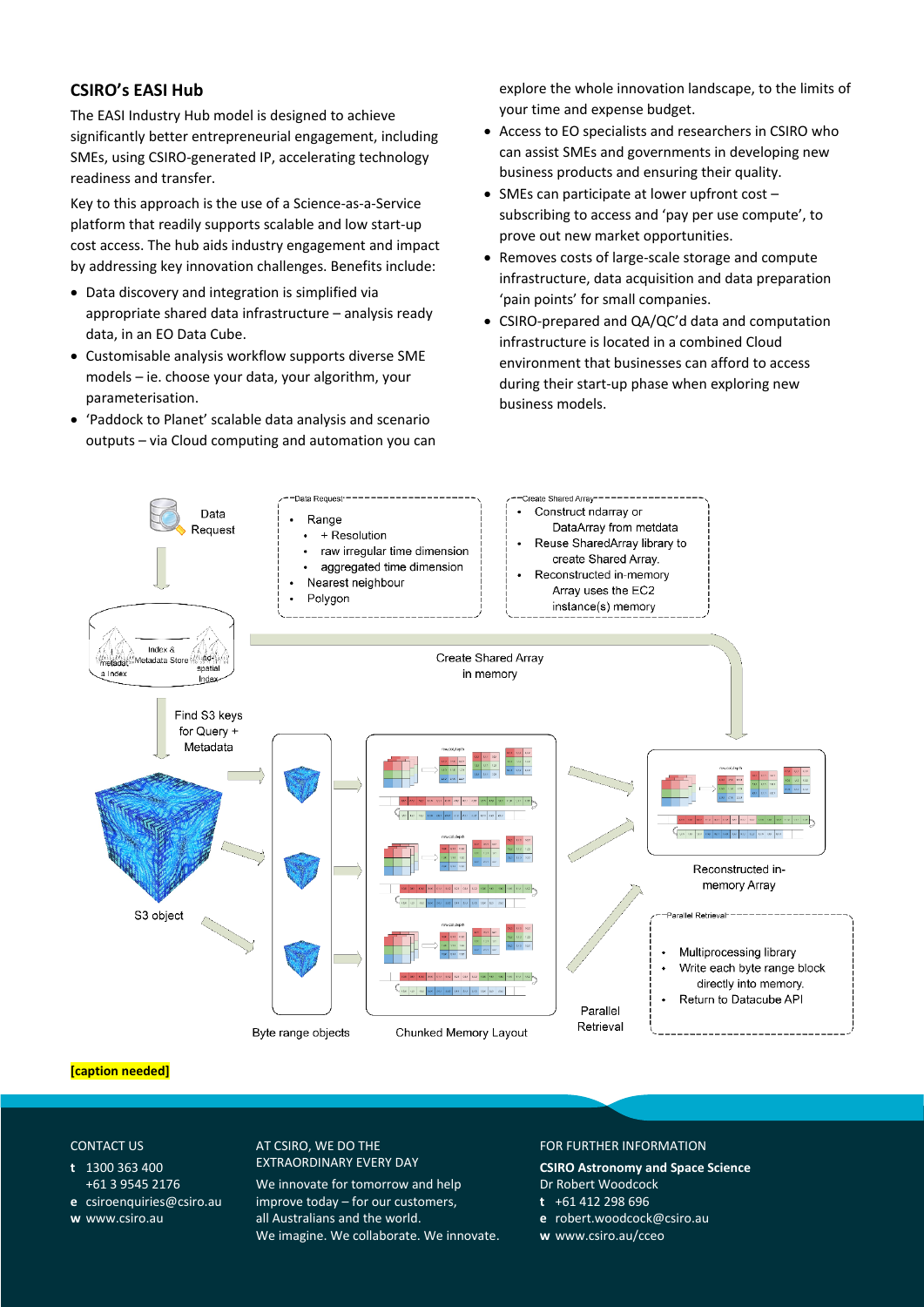## CSIRO's EASI Hub

The EASI Industry Hub model is designed to achieve significantly better entrepreneurial engagement, including SMEs, using CSIRO-generated IP, accelerating technology readiness and transfer.

Key to this approach is the use of a Science-as-a-Service platform that readily supports scalable and low start-up cost access. The hub aids industry engagement and impact by addressing key innovation challenges. Benefits include:

- Data discovery and integration is simplified via appropriate shared data infrastructure – analysis ready data, in an EO Data Cube.
- Customisable analysis workflow supports diverse SME models – ie. choose your data, your algorithm, your parameterisation.
- 'Paddock to Planet' scalable data analysis and scenario outputs – via Cloud computing and automation you can explore the whole innovation landscape, to the limits of your time and expense budget.
- Access to EO specialists and researchers in CSIRO who can assist SMEs and governments in developing new business products and ensuring their quality.
- SMEs can participate at lower upfront cost – subscribing to access and 'pay per use compute', to prove out new market opportunities.
- Removes costs of large-scale storage and compute infrastructure, data acquisition and data preparation 'pain points' for small companies.
- CSIRO-prepared and QA/QC'd data and computation infrastructure is located in a combined Cloud environment that businesses can afford to access during their start-up phase when exploring new business models.

Data Request

Data Request
- Range
  - + Resolution
  - raw irregular time dimension
  - aggregated time dimension
- Nearest neighbour
- Polygon

Create Shared Array
- Construct ndarray or DataArray from metdata
- Reuse SharedArray library to create Shared Array.
- Reconstructed in-memory Array uses the EC2 instance(s) memory

Index & Metadata Store

metadata Index

geo-spatial Index

Create Shared Array in memory

Find S3 keys for Query + Metadata

S3 object

Byte range objects

Chunked Memory Layout

Reconstructed in-memory Array

Parallel Retrieval

Parallel Retrieval
- Multiprocessing library
- Write each byte range block directly into memory.
- Return to Datacube API

**[caption needed]**

CONTACT US

**t** 1300 363 400
+61 3 9545 2176
**e** csiroenquiries@csiro.au
**w** www.csiro.au

AT CSIRO, WE DO THE EXTRAORDINARY EVERY DAY

We innovate for tomorrow and help improve today – for our customers, all Australians and the world.
We imagine. We collaborate. We innovate.

FOR FURTHER INFORMATION

**CSIRO Astronomy and Space Science**
Dr Robert Woodcock
**t** +61 412 298 696
**e** robert.woodcock@csiro.au
**w** www.csiro.au/cceo